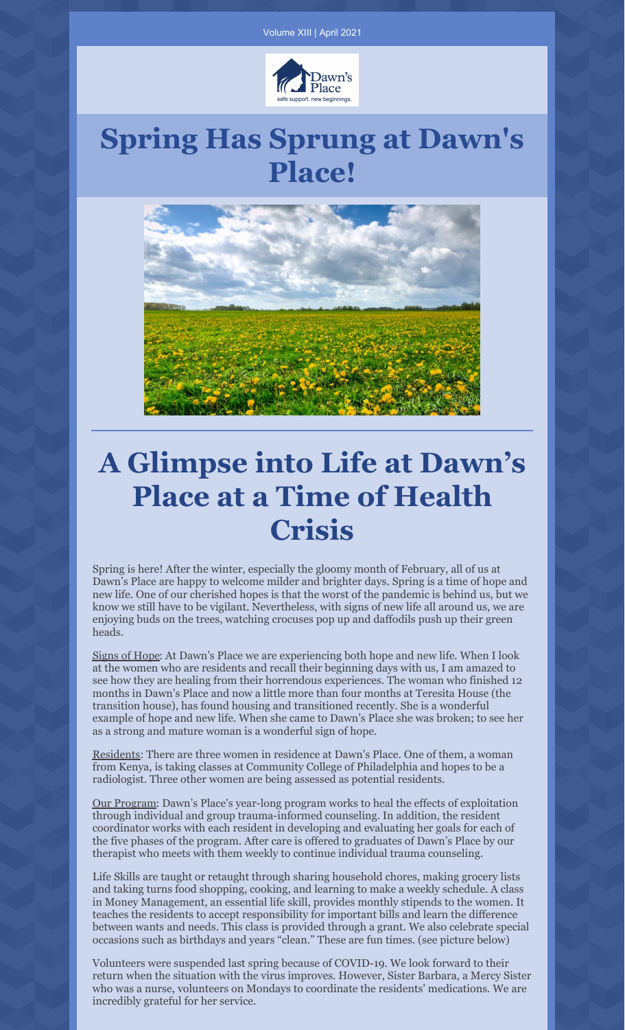Volume XIII | April 2021

Dawn's Place
safe support. new beginnings.

# Spring Has Sprung at Dawn's Place!

# A Glimpse into Life at Dawn's Place at a Time of Health Crisis

Spring is here! After the winter, especially the gloomy month of February, all of us at Dawn's Place are happy to welcome milder and brighter days. Spring is a time of hope and new life. One of our cherished hopes is that the worst of the pandemic is behind us, but we know we still have to be vigilant. Nevertheless, with signs of new life all around us, we are enjoying buds on the trees, watching crocuses pop up and daffodils push up their green heads.

Signs of Hope: At Dawn's Place we are experiencing both hope and new life. When I look at the women who are residents and recall their beginning days with us, I am amazed to see how they are healing from their horrendous experiences. The woman who finished 12 months in Dawn's Place and now a little more than four months at Teresita House (the transition house), has found housing and transitioned recently. She is a wonderful example of hope and new life. When she came to Dawn's Place she was broken; to see her as a strong and mature woman is a wonderful sign of hope.

Residents: There are three women in residence at Dawn's Place. One of them, a woman from Kenya, is taking classes at Community College of Philadelphia and hopes to be a radiologist. Three other women are being assessed as potential residents.

Our Program: Dawn's Place's year-long program works to heal the effects of exploitation through individual and group trauma-informed counseling. In addition, the resident coordinator works with each resident in developing and evaluating her goals for each of the five phases of the program. After care is offered to graduates of Dawn's Place by our therapist who meets with them weekly to continue individual trauma counseling.

Life Skills are taught or retaught through sharing household chores, making grocery lists and taking turns food shopping, cooking, and learning to make a weekly schedule. A class in Money Management, an essential life skill, provides monthly stipends to the women. It teaches the residents to accept responsibility for important bills and learn the difference between wants and needs. This class is provided through a grant. We also celebrate special occasions such as birthdays and years "clean." These are fun times. (see picture below)

Volunteers were suspended last spring because of COVID-19. We look forward to their return when the situation with the virus improves. However, Sister Barbara, a Mercy Sister who was a nurse, volunteers on Mondays to coordinate the residents' medications. We are incredibly grateful for her service.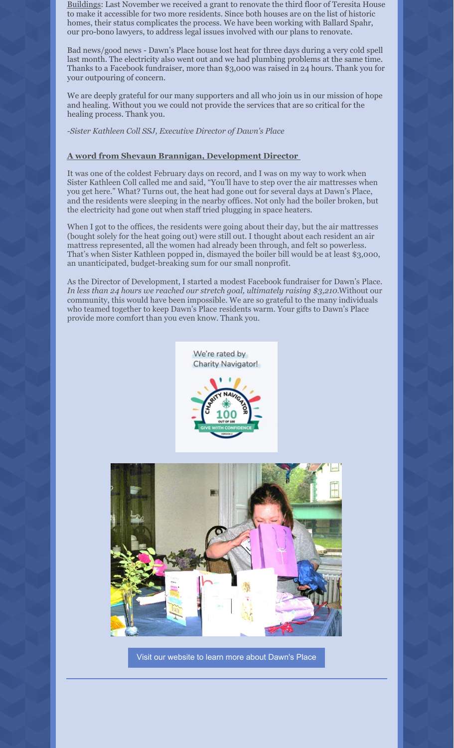Buildings: Last November we received a grant to renovate the third floor of Teresita House to make it accessible for two more residents. Since both houses are on the list of historic homes, their status complicates the process. We have been working with Ballard Spahr, our pro-bono lawyers, to address legal issues involved with our plans to renovate.

Bad news/good news - Dawn's Place house lost heat for three days during a very cold spell last month. The electricity also went out and we had plumbing problems at the same time. Thanks to a Facebook fundraiser, more than $3,000 was raised in 24 hours. Thank you for your outpouring of concern.

We are deeply grateful for our many supporters and all who join us in our mission of hope and healing. Without you we could not provide the services that are so critical for the healing process. Thank you.

*-Sister Kathleen Coll SSJ, Executive Director of Dawn's Place*

## A word from Shevaun Brannigan, Development Director

It was one of the coldest February days on record, and I was on my way to work when Sister Kathleen Coll called me and said, "You'll have to step over the air mattresses when you get here." What? Turns out, the heat had gone out for several days at Dawn's Place, and the residents were sleeping in the nearby offices. Not only had the boiler broken, but the electricity had gone out when staff tried plugging in space heaters.

When I got to the offices, the residents were going about their day, but the air mattresses (bought solely for the heat going out) were still out. I thought about each resident an air mattress represented, all the women had already been through, and felt so powerless. That's when Sister Kathleen popped in, dismayed the boiler bill would be at least $3,000, an unanticipated, budget-breaking sum for our small nonprofit.

As the Director of Development, I started a modest Facebook fundraiser for Dawn's Place. *In less than 24 hours we reached our stretch goal, ultimately raising $3,210.* Without our community, this would have been impossible. We are so grateful to the many individuals who teamed together to keep Dawn's Place residents warm. Your gifts to Dawn's Place provide more comfort than you even know. Thank you.

We're rated by Charity Navigator!

Visit our website to learn more about Dawn's Place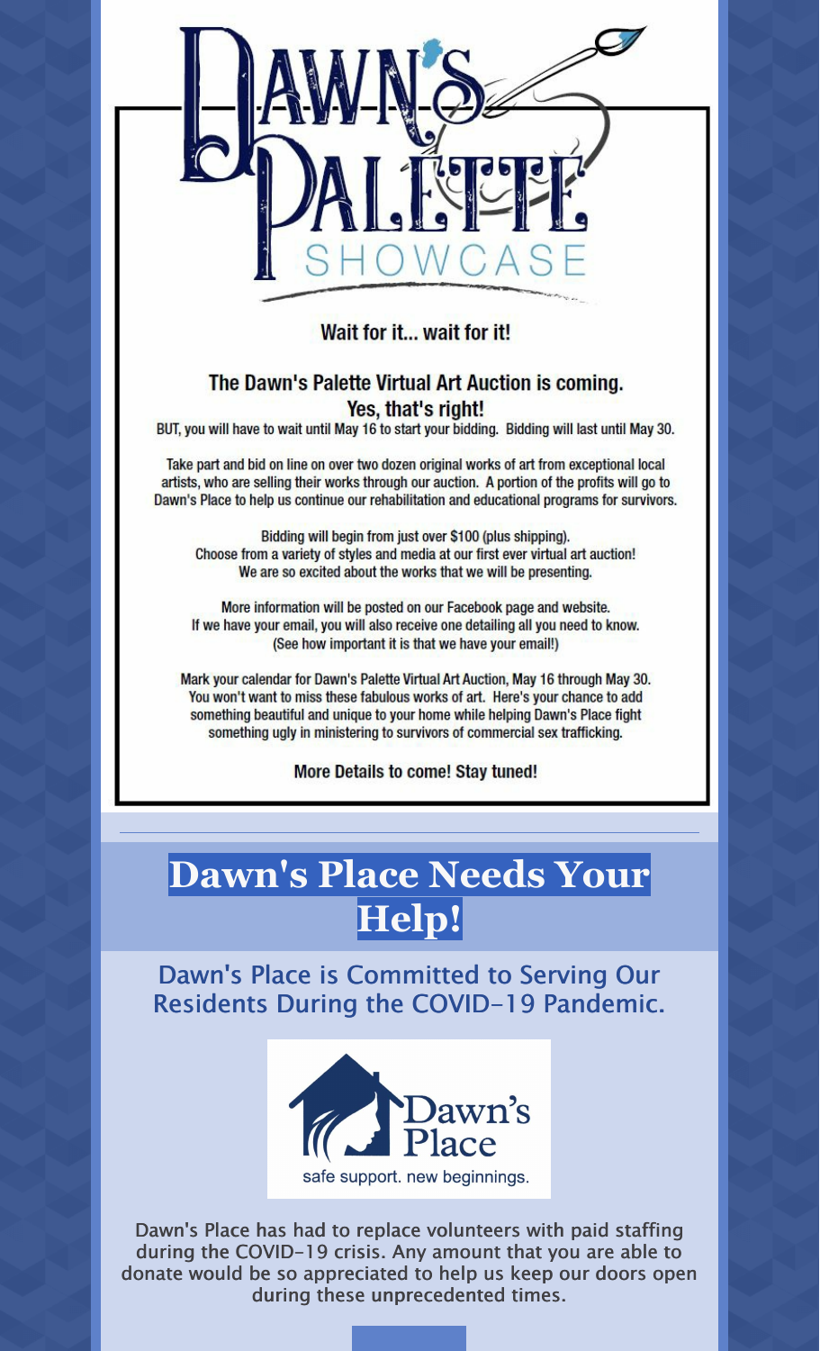# Dawn's Palette Showcase

**Wait for it... wait for it!**

## The Dawn's Palette Virtual Art Auction is coming.

**Yes, that's right!**

BUT, you will have to wait until May 16 to start your bidding. Bidding will last until May 30.

Take part and bid on line on over two dozen original works of art from exceptional local artists, who are selling their works through our auction. A portion of the profits will go to Dawn's Place to help us continue our rehabilitation and educational programs for survivors.

Bidding will begin from just over $100 (plus shipping).
Choose from a variety of styles and media at our first ever virtual art auction!
We are so excited about the works that we will be presenting.

More information will be posted on our Facebook page and website.
If we have your email, you will also receive one detailing all you need to know.
(See how important it is that we have your email!)

Mark your calendar for Dawn's Palette Virtual Art Auction, May 16 through May 30.
You won't want to miss these fabulous works of art. Here's your chance to add something beautiful and unique to your home while helping Dawn's Place fight something ugly in ministering to survivors of commercial sex trafficking.

**More Details to come! Stay tuned!**

---

# Dawn's Place Needs Your Help!

## Dawn's Place is Committed to Serving Our Residents During the COVID-19 Pandemic.

Dawn's Place
safe support. new beginnings.

Dawn's Place has had to replace volunteers with paid staffing during the COVID-19 crisis. Any amount that you are able to donate would be so appreciated to help us keep our doors open during these unprecedented times.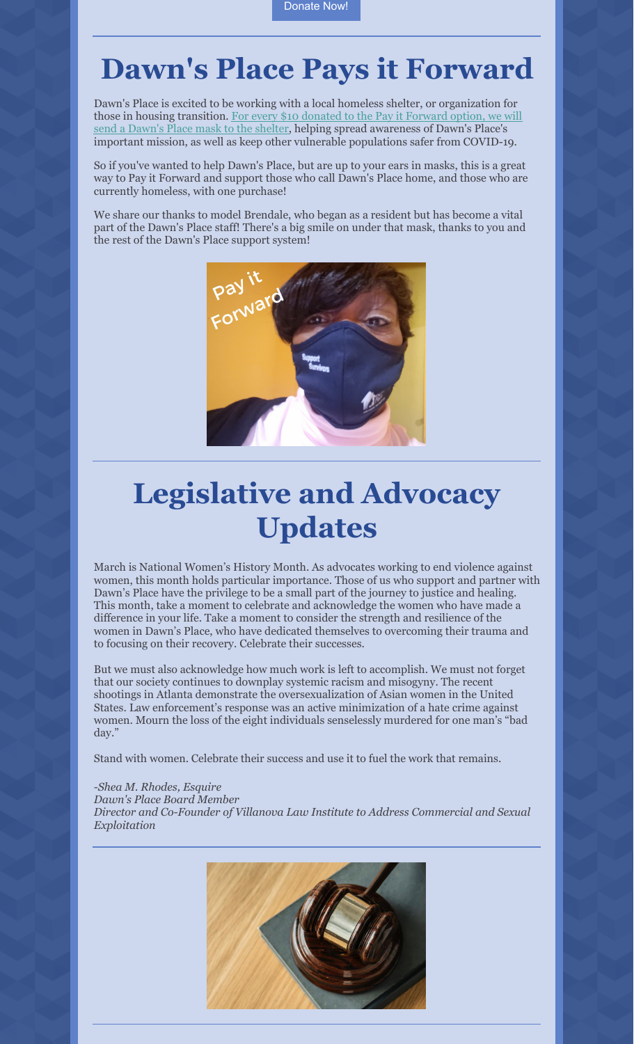Donate Now!

# Dawn's Place Pays it Forward

Dawn's Place is excited to be working with a local homeless shelter, or organization for those in housing transition. For every $10 donated to the Pay it Forward option, we will send a Dawn's Place mask to the shelter, helping spread awareness of Dawn's Place's important mission, as well as keep other vulnerable populations safer from COVID-19.

So if you've wanted to help Dawn's Place, but are up to your ears in masks, this is a great way to Pay it Forward and support those who call Dawn's Place home, and those who are currently homeless, with one purchase!

We share our thanks to model Brendale, who began as a resident but has become a vital part of the Dawn's Place staff! There's a big smile on under that mask, thanks to you and the rest of the Dawn's Place support system!

# Legislative and Advocacy Updates

March is National Women's History Month. As advocates working to end violence against women, this month holds particular importance. Those of us who support and partner with Dawn's Place have the privilege to be a small part of the journey to justice and healing. This month, take a moment to celebrate and acknowledge the women who have made a difference in your life. Take a moment to consider the strength and resilience of the women in Dawn's Place, who have dedicated themselves to overcoming their trauma and to focusing on their recovery. Celebrate their successes.

But we must also acknowledge how much work is left to accomplish. We must not forget that our society continues to downplay systemic racism and misogyny. The recent shootings in Atlanta demonstrate the oversexualization of Asian women in the United States. Law enforcement's response was an active minimization of a hate crime against women. Mourn the loss of the eight individuals senselessly murdered for one man's "bad day."

Stand with women. Celebrate their success and use it to fuel the work that remains.

*-Shea M. Rhodes, Esquire*
*Dawn's Place Board Member*
*Director and Co-Founder of Villanova Law Institute to Address Commercial and Sexual Exploitation*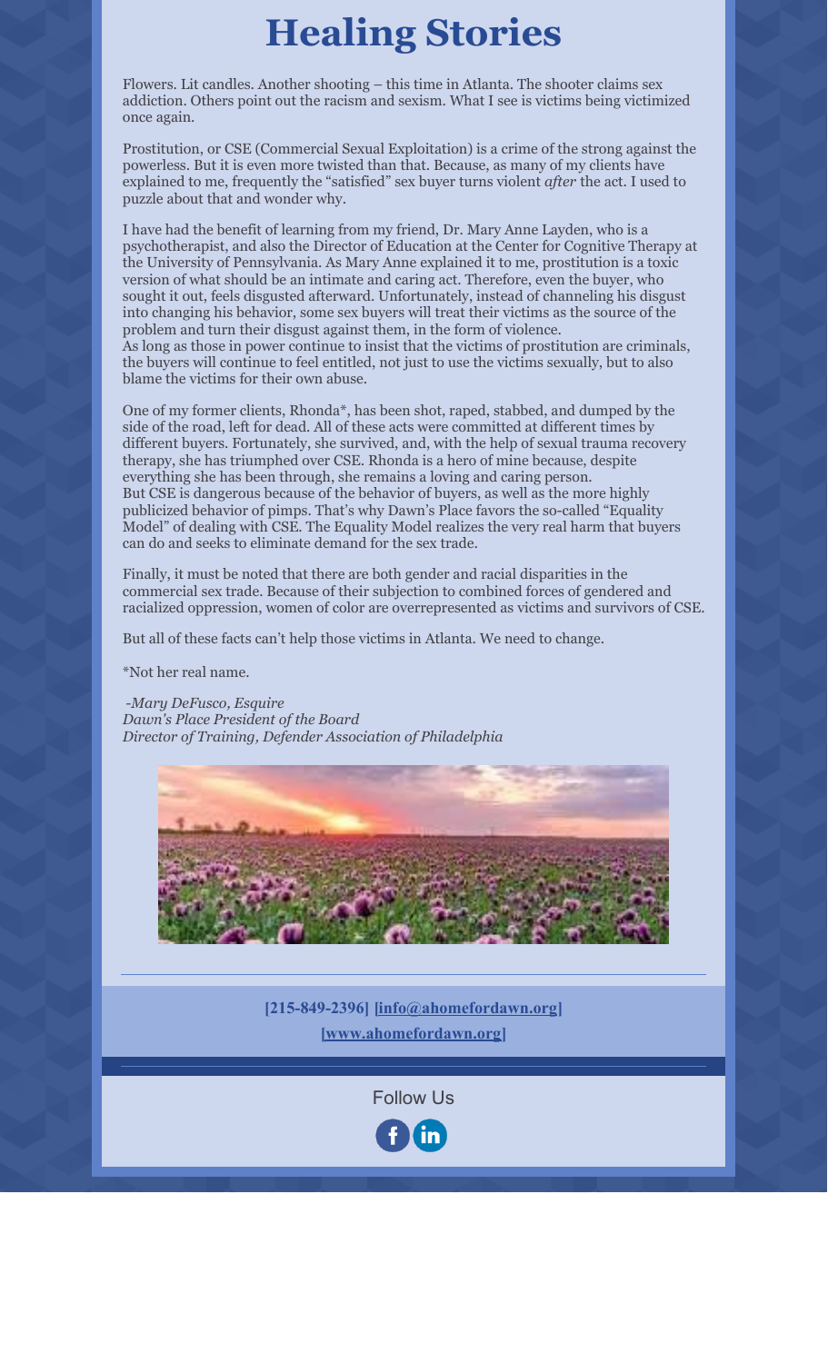# Healing Stories

Flowers. Lit candles. Another shooting – this time in Atlanta. The shooter claims sex addiction. Others point out the racism and sexism. What I see is victims being victimized once again.

Prostitution, or CSE (Commercial Sexual Exploitation) is a crime of the strong against the powerless. But it is even more twisted than that. Because, as many of my clients have explained to me, frequently the "satisfied" sex buyer turns violent *after* the act. I used to puzzle about that and wonder why.

I have had the benefit of learning from my friend, Dr. Mary Anne Layden, who is a psychotherapist, and also the Director of Education at the Center for Cognitive Therapy at the University of Pennsylvania. As Mary Anne explained it to me, prostitution is a toxic version of what should be an intimate and caring act. Therefore, even the buyer, who sought it out, feels disgusted afterward. Unfortunately, instead of channeling his disgust into changing his behavior, some sex buyers will treat their victims as the source of the problem and turn their disgust against them, in the form of violence.
As long as those in power continue to insist that the victims of prostitution are criminals, the buyers will continue to feel entitled, not just to use the victims sexually, but to also blame the victims for their own abuse.

One of my former clients, Rhonda*, has been shot, raped, stabbed, and dumped by the side of the road, left for dead. All of these acts were committed at different times by different buyers. Fortunately, she survived, and, with the help of sexual trauma recovery therapy, she has triumphed over CSE. Rhonda is a hero of mine because, despite everything she has been through, she remains a loving and caring person.
But CSE is dangerous because of the behavior of buyers, as well as the more highly publicized behavior of pimps. That's why Dawn's Place favors the so-called "Equality Model" of dealing with CSE. The Equality Model realizes the very real harm that buyers can do and seeks to eliminate demand for the sex trade.

Finally, it must be noted that there are both gender and racial disparities in the commercial sex trade. Because of their subjection to combined forces of gendered and racialized oppression, women of color are overrepresented as victims and survivors of CSE.

But all of these facts can't help those victims in Atlanta. We need to change.

*Not her real name.

*-Mary DeFusco, Esquire*
*Dawn's Place President of the Board*
*Director of Training, Defender Association of Philadelphia*

---

**[215-849-2396] [info@ahomefordawn.org]**

**[www.ahomefordawn.org]**

Follow Us